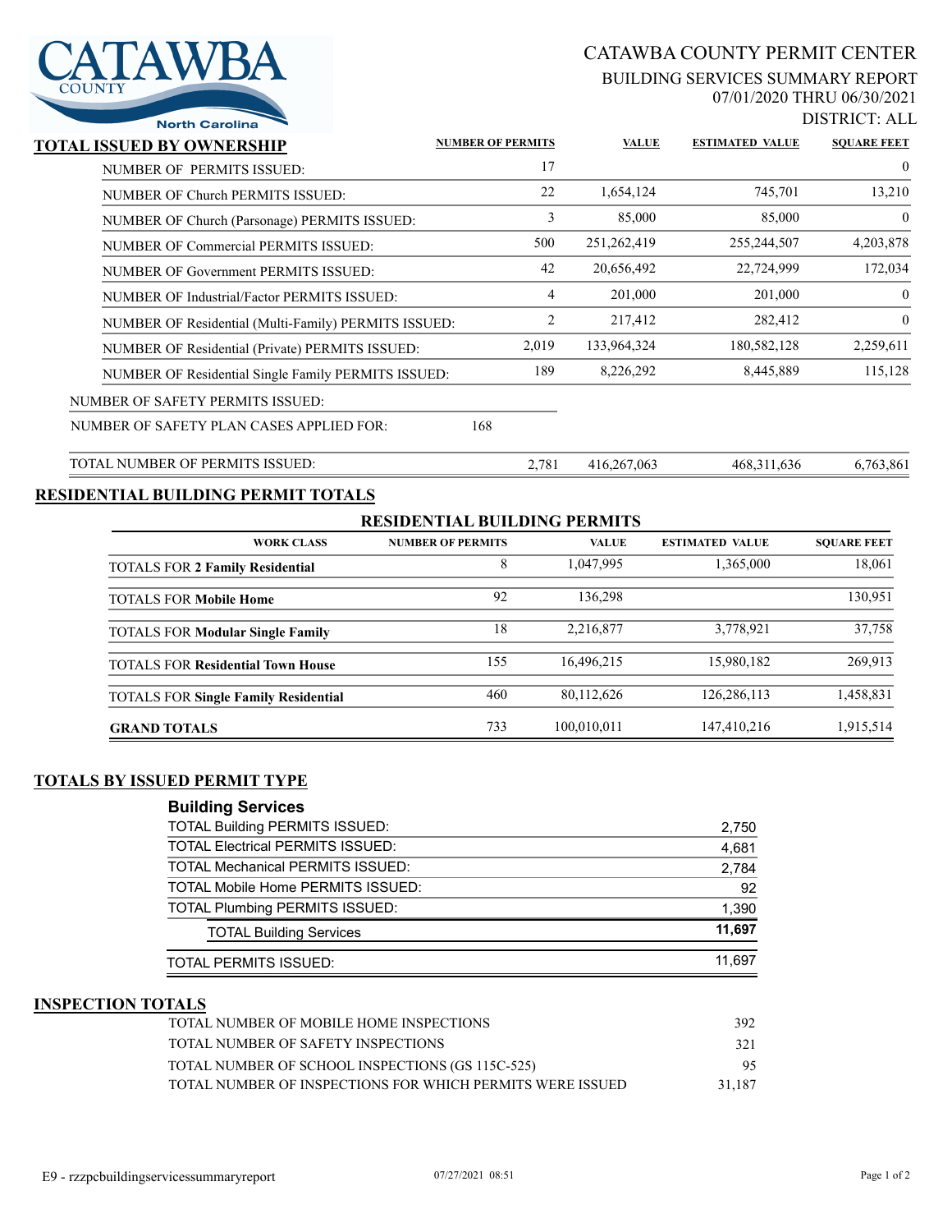# CATAWBA COUNTY PERMIT CENTER

## BUILDING SERVICES SUMMARY REPORT

07/01/2020 THRU 06/30/2021

DISTRICT: ALL

## TOTAL ISSUED BY OWNERSHIP

| | NUMBER OF PERMITS | VALUE | ESTIMATED VALUE | SQUARE FEET |
|---|---|---|---|---|
| NUMBER OF PERMITS ISSUED: | 17 | | | 0 |
| NUMBER OF Church PERMITS ISSUED: | 22 | 1,654,124 | 745,701 | 13,210 |
| NUMBER OF Church (Parsonage) PERMITS ISSUED: | 3 | 85,000 | 85,000 | 0 |
| NUMBER OF Commercial PERMITS ISSUED: | 500 | 251,262,419 | 255,244,507 | 4,203,878 |
| NUMBER OF Government PERMITS ISSUED: | 42 | 20,656,492 | 22,724,999 | 172,034 |
| NUMBER OF Industrial/Factor PERMITS ISSUED: | 4 | 201,000 | 201,000 | 0 |
| NUMBER OF Residential (Multi-Family) PERMITS ISSUED: | 2 | 217,412 | 282,412 | 0 |
| NUMBER OF Residential (Private) PERMITS ISSUED: | 2,019 | 133,964,324 | 180,582,128 | 2,259,611 |
| NUMBER OF Residential Single Family PERMITS ISSUED: | 189 | 8,226,292 | 8,445,889 | 115,128 |
| NUMBER OF SAFETY PERMITS ISSUED: | | | | |
| NUMBER OF SAFETY PLAN CASES APPLIED FOR: 168 | | | | |
| TOTAL NUMBER OF PERMITS ISSUED: | 2,781 | 416,267,063 | 468,311,636 | 6,763,861 |

## RESIDENTIAL BUILDING PERMIT TOTALS

### RESIDENTIAL BUILDING PERMITS

| WORK CLASS | NUMBER OF PERMITS | VALUE | ESTIMATED VALUE | SQUARE FEET |
|---|---|---|---|---|
| TOTALS FOR **2 Family Residential** | 8 | 1,047,995 | 1,365,000 | 18,061 |
| TOTALS FOR **Mobile Home** | 92 | 136,298 | | 130,951 |
| TOTALS FOR **Modular Single Family** | 18 | 2,216,877 | 3,778,921 | 37,758 |
| TOTALS FOR **Residential Town House** | 155 | 16,496,215 | 15,980,182 | 269,913 |
| TOTALS FOR **Single Family Residential** | 460 | 80,112,626 | 126,286,113 | 1,458,831 |
| **GRAND TOTALS** | 733 | 100,010,011 | 147,410,216 | 1,915,514 |

## TOTALS BY ISSUED PERMIT TYPE

| **Building Services** | |
|---|---|
| TOTAL Building PERMITS ISSUED: | 2,750 |
| TOTAL Electrical PERMITS ISSUED: | 4,681 |
| TOTAL Mechanical PERMITS ISSUED: | 2,784 |
| TOTAL Mobile Home PERMITS ISSUED: | 92 |
| TOTAL Plumbing PERMITS ISSUED: | 1,390 |
| TOTAL Building Services | **11,697** |
| TOTAL PERMITS ISSUED: | 11,697 |

## INSPECTION TOTALS

| | |
|---|---|
| TOTAL NUMBER OF MOBILE HOME INSPECTIONS | 392 |
| TOTAL NUMBER OF SAFETY INSPECTIONS | 321 |
| TOTAL NUMBER OF SCHOOL INSPECTIONS (GS 115C-525) | 95 |
| TOTAL NUMBER OF INSPECTIONS FOR WHICH PERMITS WERE ISSUED | 31,187 |

E9 - rzzpcbuildingservicessummaryreport 07/27/2021 08:51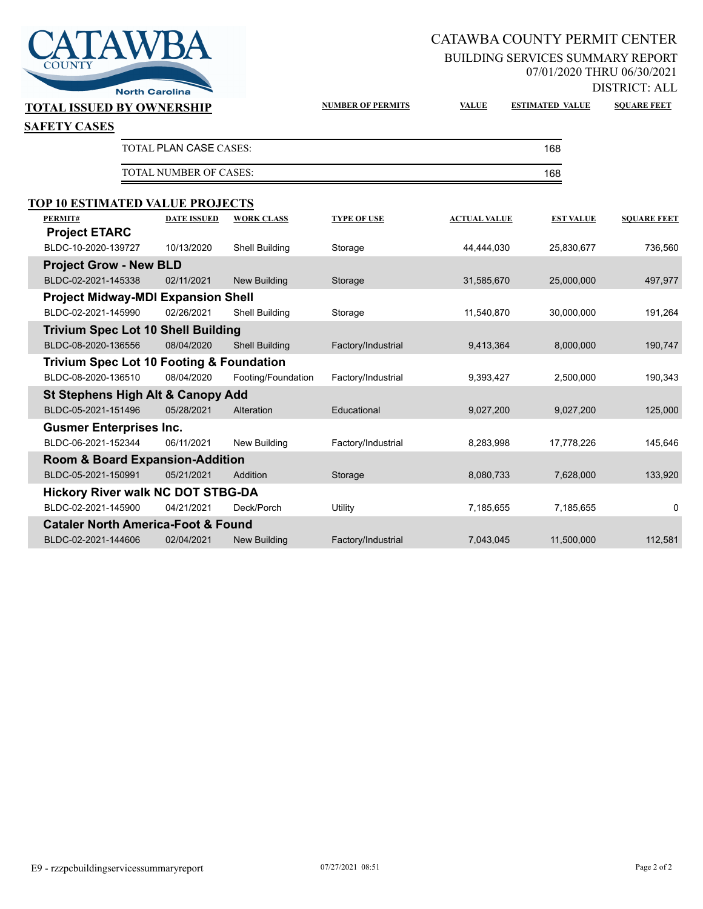# CATAWBA COUNTY PERMIT CENTER

BUILDING SERVICES SUMMARY REPORT

07/01/2020 THRU 06/30/2021

DISTRICT: ALL

**TOTAL ISSUED BY OWNERSHIP** | **NUMBER OF PERMITS** | **VALUE** | **ESTIMATED VALUE** | **SQUARE FEET**

## SAFETY CASES

| | |
|---|---|
| TOTAL PLAN CASE CASES: | 168 |
| TOTAL NUMBER OF CASES: | 168 |

## TOP 10 ESTIMATED VALUE PROJECTS

| PERMIT# | DATE ISSUED | WORK CLASS | TYPE OF USE | ACTUAL VALUE | EST VALUE | SQUARE FEET |
|---|---|---|---|---|---|---|
| **Project ETARC** | | | | | | |
| BLDC-10-2020-139727 | 10/13/2020 | Shell Building | Storage | 44,444,030 | 25,830,677 | 736,560 |
| **Project Grow - New BLD** | | | | | | |
| BLDC-02-2021-145338 | 02/11/2021 | New Building | Storage | 31,585,670 | 25,000,000 | 497,977 |
| **Project Midway-MDI Expansion Shell** | | | | | | |
| BLDC-02-2021-145990 | 02/26/2021 | Shell Building | Storage | 11,540,870 | 30,000,000 | 191,264 |
| **Trivium Spec Lot 10 Shell Building** | | | | | | |
| BLDC-08-2020-136556 | 08/04/2020 | Shell Building | Factory/Industrial | 9,413,364 | 8,000,000 | 190,747 |
| **Trivium Spec Lot 10 Footing & Foundation** | | | | | | |
| BLDC-08-2020-136510 | 08/04/2020 | Footing/Foundation | Factory/Industrial | 9,393,427 | 2,500,000 | 190,343 |
| **St Stephens High Alt & Canopy Add** | | | | | | |
| BLDC-05-2021-151496 | 05/28/2021 | Alteration | Educational | 9,027,200 | 9,027,200 | 125,000 |
| **Gusmer Enterprises Inc.** | | | | | | |
| BLDC-06-2021-152344 | 06/11/2021 | New Building | Factory/Industrial | 8,283,998 | 17,778,226 | 145,646 |
| **Room & Board Expansion-Addition** | | | | | | |
| BLDC-05-2021-150991 | 05/21/2021 | Addition | Storage | 8,080,733 | 7,628,000 | 133,920 |
| **Hickory River walk NC DOT STBG-DA** | | | | | | |
| BLDC-02-2021-145900 | 04/21/2021 | Deck/Porch | Utility | 7,185,655 | 7,185,655 | 0 |
| **Cataler North America-Foot & Found** | | | | | | |
| BLDC-02-2021-144606 | 02/04/2021 | New Building | Factory/Industrial | 7,043,045 | 11,500,000 | 112,581 |

E9 - rzzpcbuildingservicessummaryreport 07/27/2021 08:51